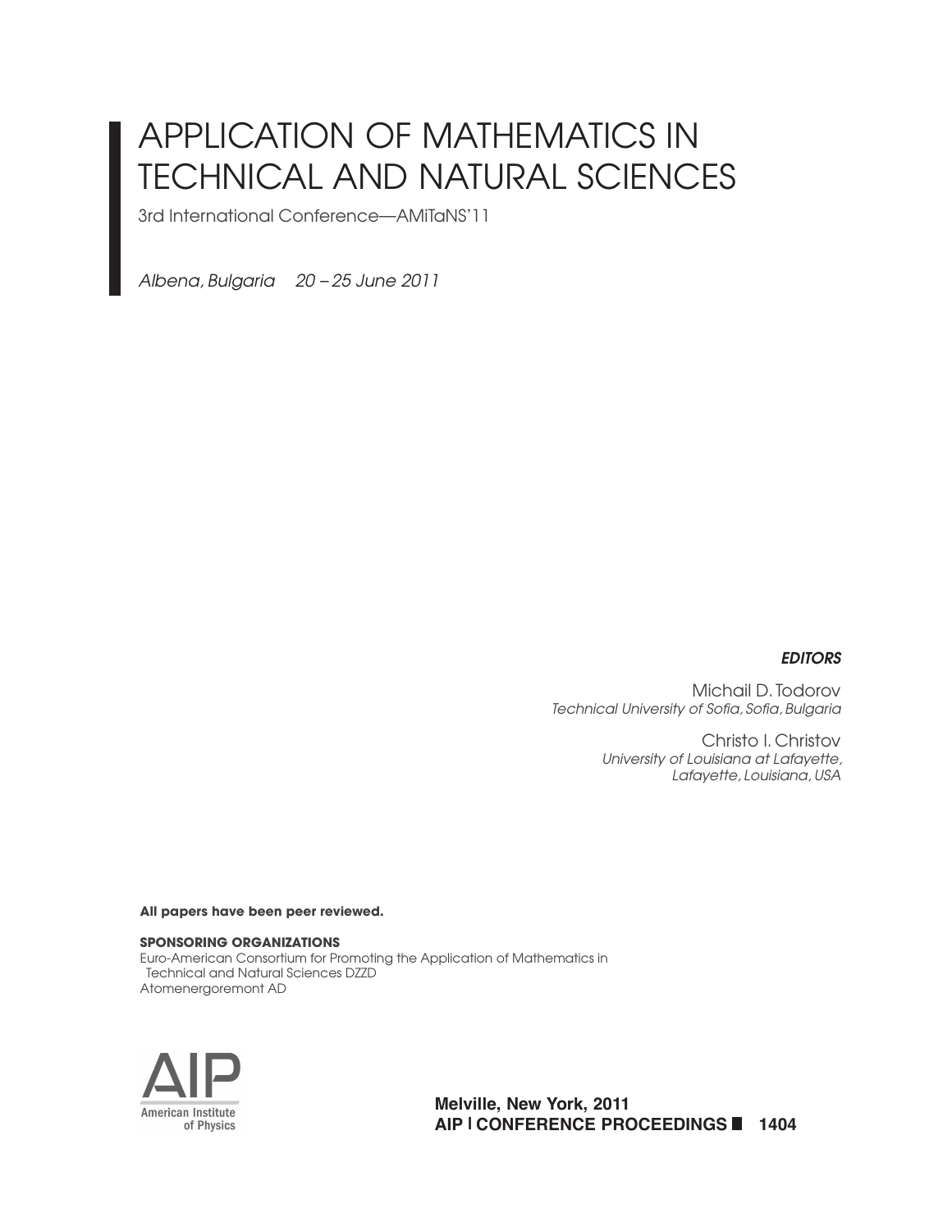# APPLICATION OF MATHEMATICS IN TECHNICAL AND NATURAL SCIENCES

3rd International Conference—AMiTaNS'11

*Albena, Bulgaria 20 – 25 June 2011*

***EDITORS***

Michail D. Todorov
*Technical University of Sofia, Sofia, Bulgaria*

Christo I. Christov
*University of Louisiana at Lafayette, Lafayette, Louisiana, USA*

**All papers have been peer reviewed.**

**SPONSORING ORGANIZATIONS**
Euro-American Consortium for Promoting the Application of Mathematics in Technical and Natural Sciences DZZD
Atomenergoremont AD

AIP American Institute of Physics

**Melville, New York, 2011**
**AIP | CONFERENCE PROCEEDINGS 1404**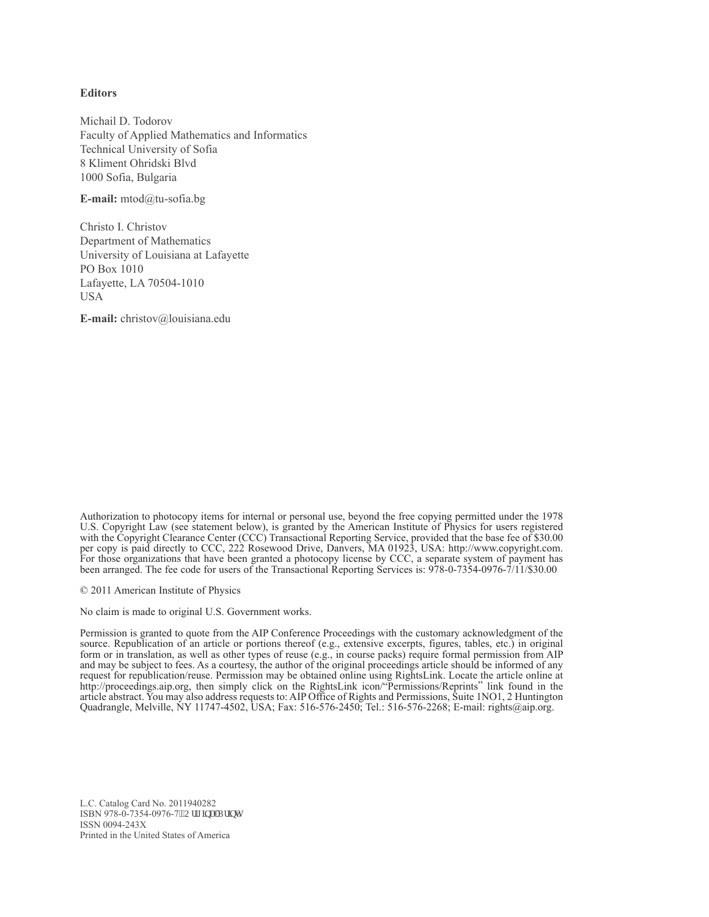**Editors**

Michail D. Todorov
Faculty of Applied Mathematics and Informatics
Technical University of Sofia
8 Kliment Ohridski Blvd
1000 Sofia, Bulgaria

**E-mail:** mtod@tu-sofia.bg

Christo I. Christov
Department of Mathematics
University of Louisiana at Lafayette
PO Box 1010
Lafayette, LA 70504-1010
USA

**E-mail:** christov@louisiana.edu

Authorization to photocopy items for internal or personal use, beyond the free copying permitted under the 1978 U.S. Copyright Law (see statement below), is granted by the American Institute of Physics for users registered with the Copyright Clearance Center (CCC) Transactional Reporting Service, provided that the base fee of $30.00 per copy is paid directly to CCC, 222 Rosewood Drive, Danvers, MA 01923, USA: http://www.copyright.com. For those organizations that have been granted a photocopy license by CCC, a separate system of payment has been arranged. The fee code for users of the Transactional Reporting Services is: 978-0-7354-0976-7/11/$30.00

© 2011 American Institute of Physics

No claim is made to original U.S. Government works.

Permission is granted to quote from the AIP Conference Proceedings with the customary acknowledgment of the source. Republication of an article or portions thereof (e.g., extensive excerpts, figures, tables, etc.) in original form or in translation, as well as other types of reuse (e.g., in course packs) require formal permission from AIP and may be subject to fees. As a courtesy, the author of the original proceedings article should be informed of any request for republication/reuse. Permission may be obtained online using RightsLink. Locate the article online at http://proceedings.aip.org, then simply click on the RightsLink icon/"Permissions/Reprints" link found in the article abstract. You may also address requests to: AIP Office of Rights and Permissions, Suite 1NO1, 2 Huntington Quadrangle, Melville, NY 11747-4502, USA; Fax: 516-576-2450; Tel.: 516-576-2268; E-mail: rights@aip.org.

L.C. Catalog Card No. 2011940282
ISBN 978-0-7354-0976-7 (Original Print)
ISSN 0094-243X
Printed in the United States of America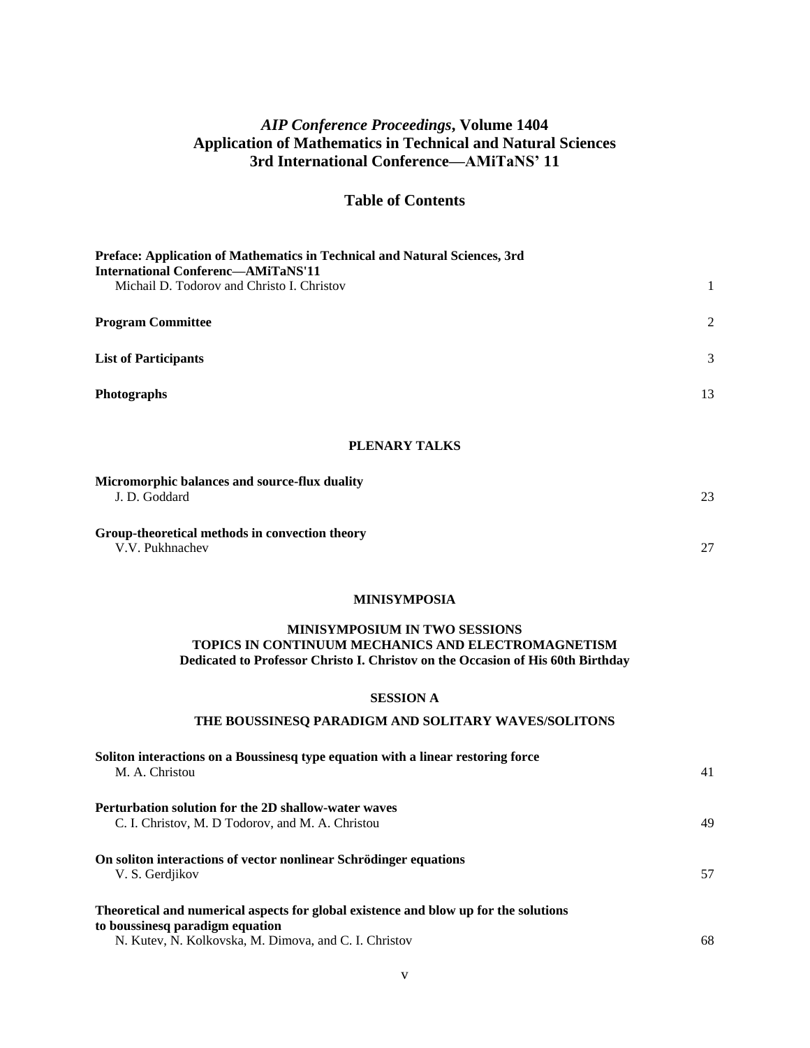# *AIP Conference Proceedings*, Volume 1404
# Application of Mathematics in Technical and Natural Sciences
# 3rd International Conference—AMiTaNS' 11

## Table of Contents

**Preface: Application of Mathematics in Technical and Natural Sciences, 3rd International Conferenc—AMiTaNS'11**
Michail D. Todorov and Christo I. Christov — 1

**Program Committee** — 2

**List of Participants** — 3

**Photographs** — 13

### PLENARY TALKS

**Micromorphic balances and source-flux duality**
J. D. Goddard — 23

**Group-theoretical methods in convection theory**
V.V. Pukhnachev — 27

### MINISYMPOSIA

### MINISYMPOSIUM IN TWO SESSIONS
### TOPICS IN CONTINUUM MECHANICS AND ELECTROMAGNETISM
**Dedicated to Professor Christo I. Christov on the Occasion of His 60th Birthday**

### SESSION A

### THE BOUSSINESQ PARADIGM AND SOLITARY WAVES/SOLITONS

**Soliton interactions on a Boussinesq type equation with a linear restoring force**
M. A. Christou — 41

**Perturbation solution for the 2D shallow-water waves**
C. I. Christov, M. D Todorov, and M. A. Christou — 49

**On soliton interactions of vector nonlinear Schrödinger equations**
V. S. Gerdjikov — 57

**Theoretical and numerical aspects for global existence and blow up for the solutions to boussinesq paradigm equation**
N. Kutev, N. Kolkovska, M. Dimova, and C. I. Christov — 68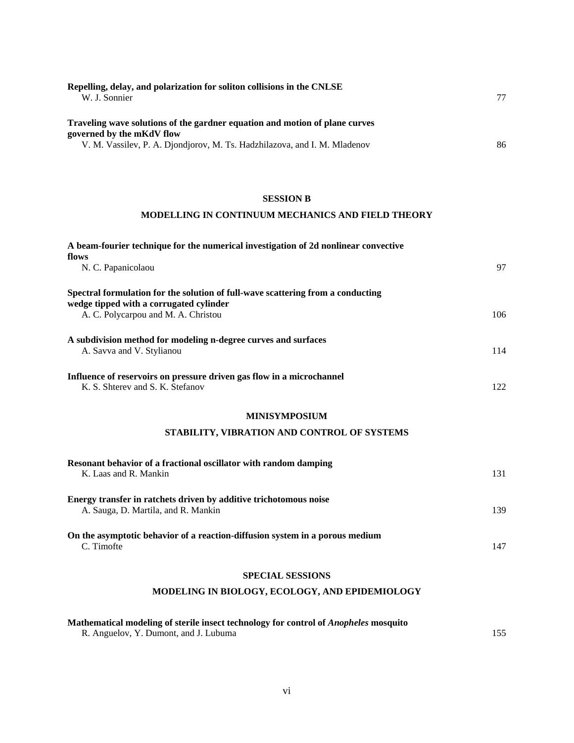**Repelling, delay, and polarization for soliton collisions in the CNLSE**
W. J. Sonnier 77

**Traveling wave solutions of the gardner equation and motion of plane curves governed by the mKdV flow**
V. M. Vassilev, P. A. Djondjorov, M. Ts. Hadzhilazova, and I. M. Mladenov 86

## SESSION B

## MODELLING IN CONTINUUM MECHANICS AND FIELD THEORY

**A beam-fourier technique for the numerical investigation of 2d nonlinear convective flows**
N. C. Papanicolaou 97

**Spectral formulation for the solution of full-wave scattering from a conducting wedge tipped with a corrugated cylinder**
A. C. Polycarpou and M. A. Christou 106

**A subdivision method for modeling n-degree curves and surfaces**
A. Savva and V. Stylianou 114

**Influence of reservoirs on pressure driven gas flow in a microchannel**
K. S. Shterev and S. K. Stefanov 122

## MINISYMPOSIUM

## STABILITY, VIBRATION AND CONTROL OF SYSTEMS

**Resonant behavior of a fractional oscillator with random damping**
K. Laas and R. Mankin 131

**Energy transfer in ratchets driven by additive trichotomous noise**
A. Sauga, D. Martila, and R. Mankin 139

**On the asymptotic behavior of a reaction-diffusion system in a porous medium**
C. Timofte 147

## SPECIAL SESSIONS

## MODELING IN BIOLOGY, ECOLOGY, AND EPIDEMIOLOGY

**Mathematical modeling of sterile insect technology for control of *Anopheles* mosquito**
R. Anguelov, Y. Dumont, and J. Lubuma 155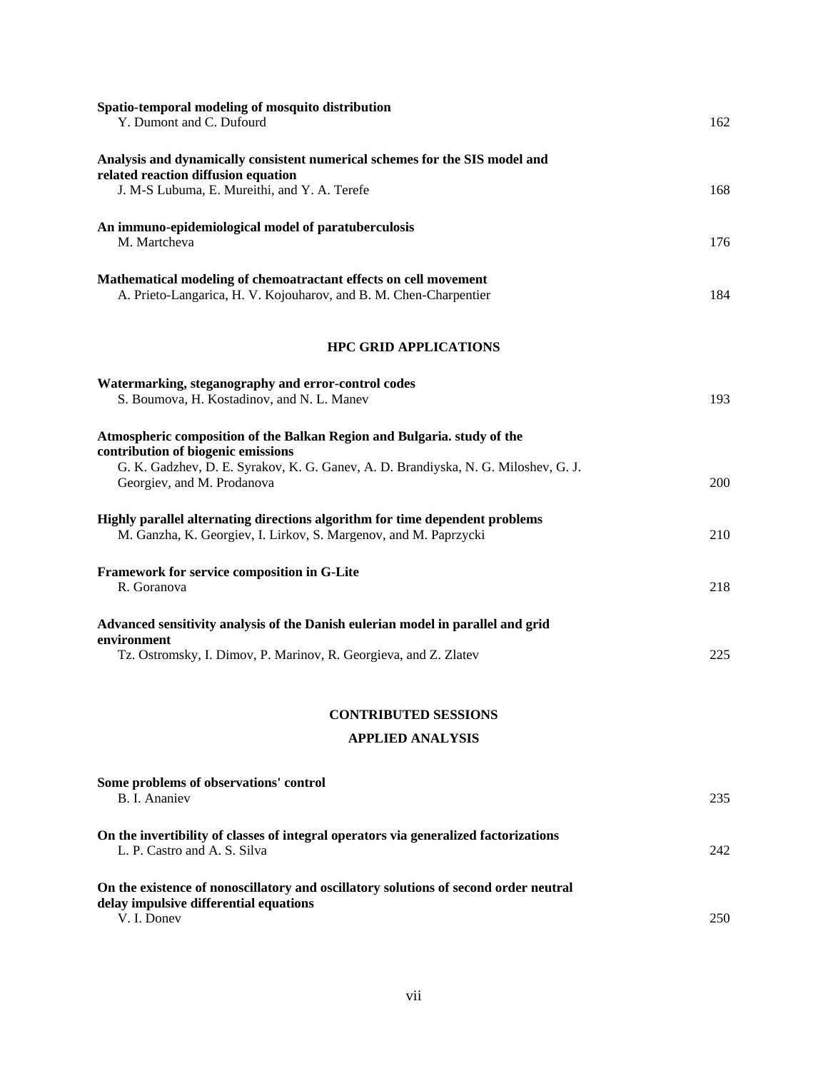**Spatio-temporal modeling of mosquito distribution**
Y. Dumont and C. Dufourd — 162

**Analysis and dynamically consistent numerical schemes for the SIS model and related reaction diffusion equation**
J. M-S Lubuma, E. Mureithi, and Y. A. Terefe — 168

**An immuno-epidemiological model of paratuberculosis**
M. Martcheva — 176

**Mathematical modeling of chemoatractant effects on cell movement**
A. Prieto-Langarica, H. V. Kojouharov, and B. M. Chen-Charpentier — 184

## HPC GRID APPLICATIONS

**Watermarking, steganography and error-control codes**
S. Boumova, H. Kostadinov, and N. L. Manev — 193

**Atmospheric composition of the Balkan Region and Bulgaria. study of the contribution of biogenic emissions**
G. K. Gadzhev, D. E. Syrakov, K. G. Ganev, A. D. Brandiyska, N. G. Miloshev, G. J. Georgiev, and M. Prodanova — 200

**Highly parallel alternating directions algorithm for time dependent problems**
M. Ganzha, K. Georgiev, I. Lirkov, S. Margenov, and M. Paprzycki — 210

**Framework for service composition in G-Lite**
R. Goranova — 218

**Advanced sensitivity analysis of the Danish eulerian model in parallel and grid environment**
Tz. Ostromsky, I. Dimov, P. Marinov, R. Georgieva, and Z. Zlatev — 225

# CONTRIBUTED SESSIONS

## APPLIED ANALYSIS

**Some problems of observations' control**
B. I. Ananiev — 235

**On the invertibility of classes of integral operators via generalized factorizations**
L. P. Castro and A. S. Silva — 242

**On the existence of nonoscillatory and oscillatory solutions of second order neutral delay impulsive differential equations**
V. I. Donev — 250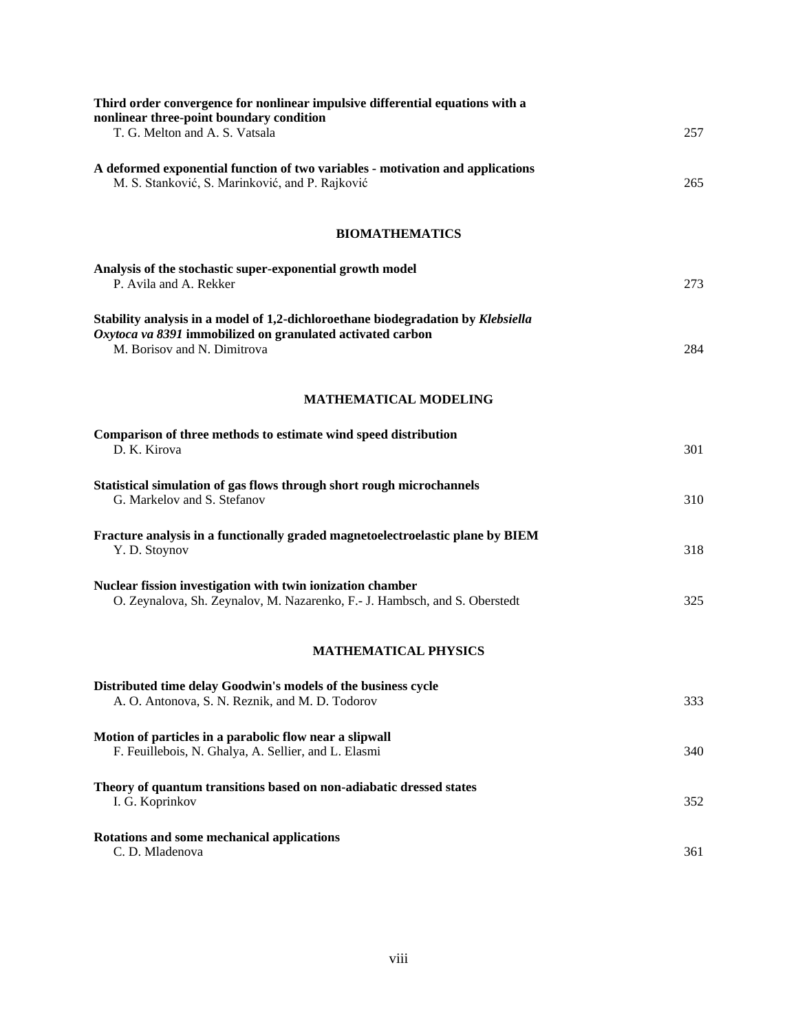**Third order convergence for nonlinear impulsive differential equations with a nonlinear three-point boundary condition**
T. G. Melton and A. S. Vatsala 257

**A deformed exponential function of two variables - motivation and applications**
M. S. Stanković, S. Marinković, and P. Rajković 265

## BIOMATHEMATICS

**Analysis of the stochastic super-exponential growth model**
P. Avila and A. Rekker 273

**Stability analysis in a model of 1,2-dichloroethane biodegradation by *Klebsiella Oxytoca va 8391* immobilized on granulated activated carbon**
M. Borisov and N. Dimitrova 284

## MATHEMATICAL MODELING

**Comparison of three methods to estimate wind speed distribution**
D. K. Kirova 301

**Statistical simulation of gas flows through short rough microchannels**
G. Markelov and S. Stefanov 310

**Fracture analysis in a functionally graded magnetoelectroelastic plane by BIEM**
Y. D. Stoynov 318

**Nuclear fission investigation with twin ionization chamber**
O. Zeynalova, Sh. Zeynalov, M. Nazarenko, F.- J. Hambsch, and S. Oberstedt 325

## MATHEMATICAL PHYSICS

**Distributed time delay Goodwin's models of the business cycle**
A. O. Antonova, S. N. Reznik, and M. D. Todorov 333

**Motion of particles in a parabolic flow near a slipwall**
F. Feuillebois, N. Ghalya, A. Sellier, and L. Elasmi 340

**Theory of quantum transitions based on non-adiabatic dressed states**
I. G. Koprinkov 352

**Rotations and some mechanical applications**
C. D. Mladenova 361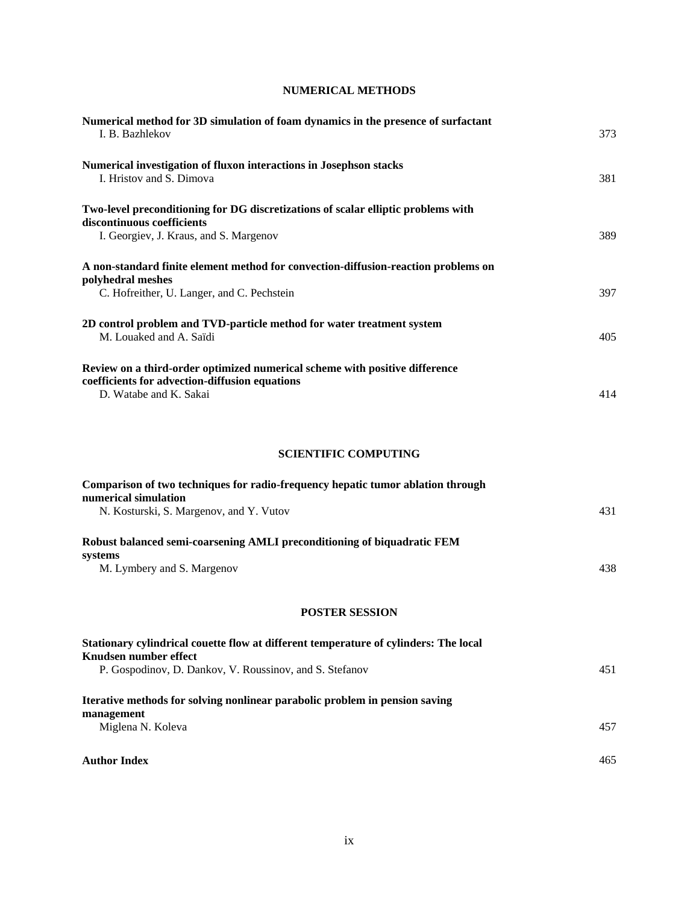## NUMERICAL METHODS

**Numerical method for 3D simulation of foam dynamics in the presence of surfactant**
I. B. Bazhlekov — 373

**Numerical investigation of fluxon interactions in Josephson stacks**
I. Hristov and S. Dimova — 381

**Two-level preconditioning for DG discretizations of scalar elliptic problems with discontinuous coefficients**
I. Georgiev, J. Kraus, and S. Margenov — 389

**A non-standard finite element method for convection-diffusion-reaction problems on polyhedral meshes**
C. Hofreither, U. Langer, and C. Pechstein — 397

**2D control problem and TVD-particle method for water treatment system**
M. Louaked and A. Saïdi — 405

**Review on a third-order optimized numerical scheme with positive difference coefficients for advection-diffusion equations**
D. Watabe and K. Sakai — 414

## SCIENTIFIC COMPUTING

**Comparison of two techniques for radio-frequency hepatic tumor ablation through numerical simulation**
N. Kosturski, S. Margenov, and Y. Vutov — 431

**Robust balanced semi-coarsening AMLI preconditioning of biquadratic FEM systems**
M. Lymbery and S. Margenov — 438

## POSTER SESSION

**Stationary cylindrical couette flow at different temperature of cylinders: The local Knudsen number effect**
P. Gospodinov, D. Dankov, V. Roussinov, and S. Stefanov — 451

**Iterative methods for solving nonlinear parabolic problem in pension saving management**
Miglena N. Koleva — 457

**Author Index** — 465